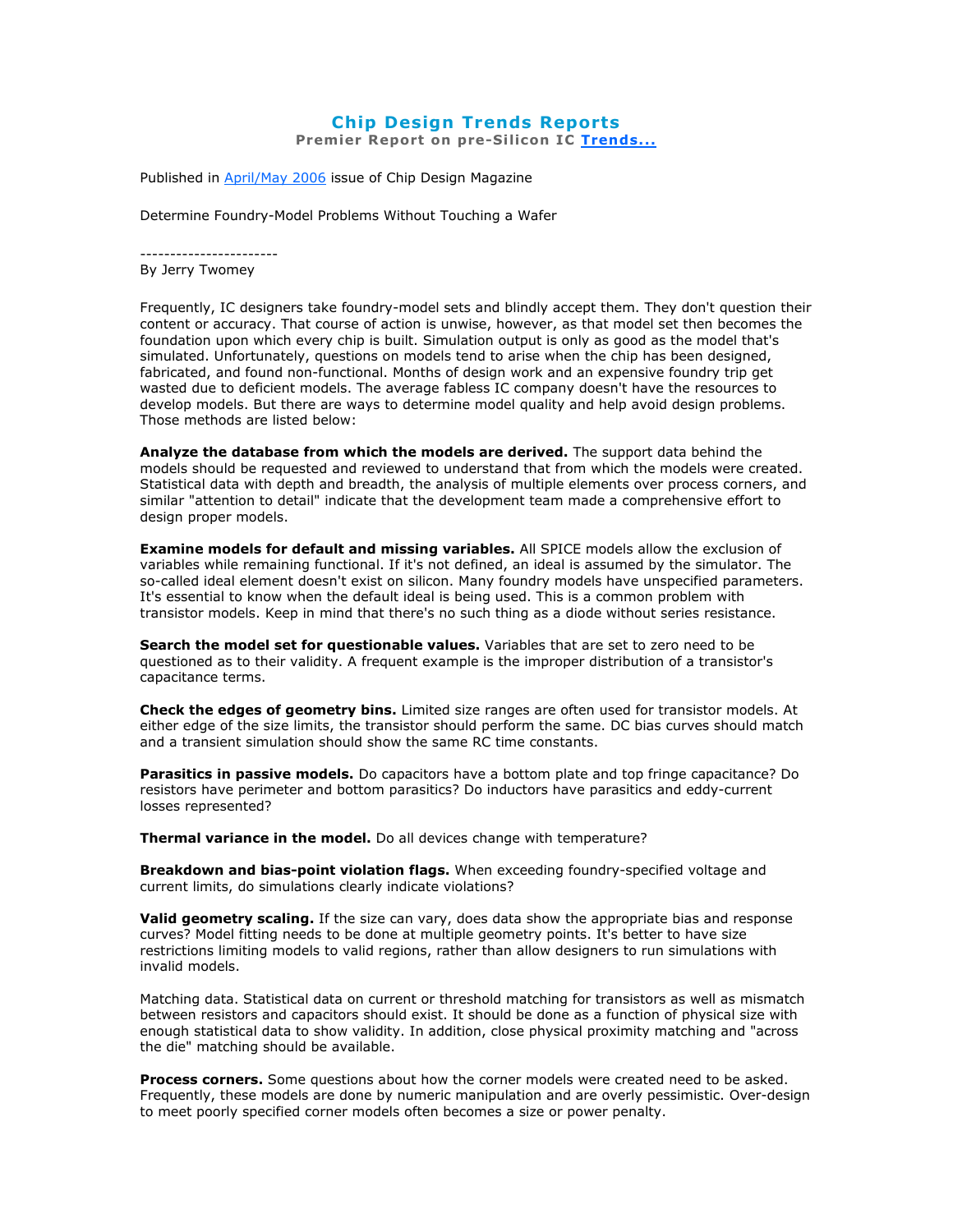# Chip Design Trends Reports

**Premier Report on pre-Silicon IC Trends...**

Published in April/May 2006 issue of Chip Design Magazine

Determine Foundry-Model Problems Without Touching a Wafer

----------------------
By Jerry Twomey

Frequently, IC designers take foundry-model sets and blindly accept them. They don't question their content or accuracy. That course of action is unwise, however, as that model set then becomes the foundation upon which every chip is built. Simulation output is only as good as the model that's simulated. Unfortunately, questions on models tend to arise when the chip has been designed, fabricated, and found non-functional. Months of design work and an expensive foundry trip get wasted due to deficient models. The average fabless IC company doesn't have the resources to develop models. But there are ways to determine model quality and help avoid design problems. Those methods are listed below:

**Analyze the database from which the models are derived.** The support data behind the models should be requested and reviewed to understand that from which the models were created. Statistical data with depth and breadth, the analysis of multiple elements over process corners, and similar "attention to detail" indicate that the development team made a comprehensive effort to design proper models.

**Examine models for default and missing variables.** All SPICE models allow the exclusion of variables while remaining functional. If it's not defined, an ideal is assumed by the simulator. The so-called ideal element doesn't exist on silicon. Many foundry models have unspecified parameters. It's essential to know when the default ideal is being used. This is a common problem with transistor models. Keep in mind that there's no such thing as a diode without series resistance.

**Search the model set for questionable values.** Variables that are set to zero need to be questioned as to their validity. A frequent example is the improper distribution of a transistor's capacitance terms.

**Check the edges of geometry bins.** Limited size ranges are often used for transistor models. At either edge of the size limits, the transistor should perform the same. DC bias curves should match and a transient simulation should show the same RC time constants.

**Parasitics in passive models.** Do capacitors have a bottom plate and top fringe capacitance? Do resistors have perimeter and bottom parasitics? Do inductors have parasitics and eddy-current losses represented?

**Thermal variance in the model.** Do all devices change with temperature?

**Breakdown and bias-point violation flags.** When exceeding foundry-specified voltage and current limits, do simulations clearly indicate violations?

**Valid geometry scaling.** If the size can vary, does data show the appropriate bias and response curves? Model fitting needs to be done at multiple geometry points. It's better to have size restrictions limiting models to valid regions, rather than allow designers to run simulations with invalid models.

Matching data. Statistical data on current or threshold matching for transistors as well as mismatch between resistors and capacitors should exist. It should be done as a function of physical size with enough statistical data to show validity. In addition, close physical proximity matching and "across the die" matching should be available.

**Process corners.** Some questions about how the corner models were created need to be asked. Frequently, these models are done by numeric manipulation and are overly pessimistic. Over-design to meet poorly specified corner models often becomes a size or power penalty.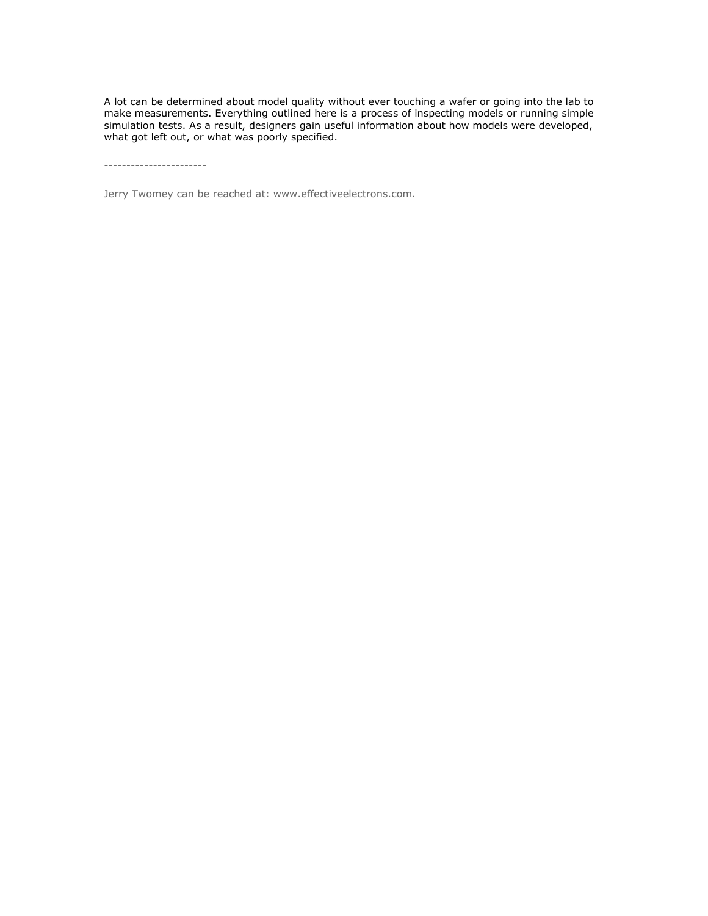A lot can be determined about model quality without ever touching a wafer or going into the lab to make measurements. Everything outlined here is a process of inspecting models or running simple simulation tests. As a result, designers gain useful information about how models were developed, what got left out, or what was poorly specified.

----------------------

Jerry Twomey can be reached at: www.effectiveelectrons.com.